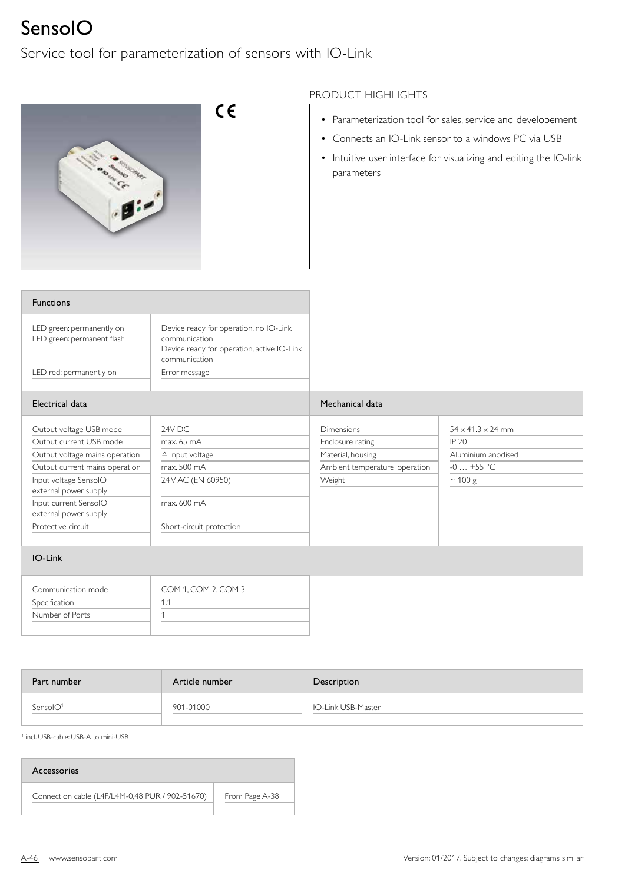# SensoIO

## Service tool for parameterization of sensors with IO-Link

CE

### PRODUCT HIGHLIGHTS

- Parameterization tool for sales, service and developement
- Connects an IO-Link sensor to a windows PC via USB
- Intuitive user interface for visualizing and editing the IO-link parameters

| Functions | |
|---|---|
| LED green: permanently on<br>LED green: permanent flash | Device ready for operation, no IO-Link communication<br>Device ready for operation, active IO-Link communication |
| LED red: permanently on | Error message |

| Electrical data | |
|---|---|
| Output voltage USB mode | 24V DC |
| Output current USB mode | max. 65 mA |
| Output voltage mains operation | ≙ input voltage |
| Output current mains operation | max. 500 mA |
| Input voltage SensoIO external power supply | 24 V AC (EN 60950) |
| Input current SensoIO external power supply | max. 600 mA |
| Protective circuit | Short-circuit protection |

| Mechanical data | |
|---|---|
| Dimensions | 54 x 41.3 x 24 mm |
| Enclosure rating | IP 20 |
| Material, housing | Aluminium anodised |
| Ambient temperature: operation | -0 … +55 °C |
| Weight | ~ 100 g |

| IO-Link | |
|---|---|
| Communication mode | COM 1, COM 2, COM 3 |
| Specification | 1.1 |
| Number of Ports | 1 |

| Part number | Article number | Description |
|---|---|---|
| SensoIO[1] | 901-01000 | IO-Link USB-Master |

[1] incl. USB-cable: USB-A to mini-USB

| Accessories | |
|---|---|
| Connection cable (L4F/L4M-0,48 PUR / 902-51670) | From Page A-38 |

Version: 01/2017. Subject to changes; diagrams similar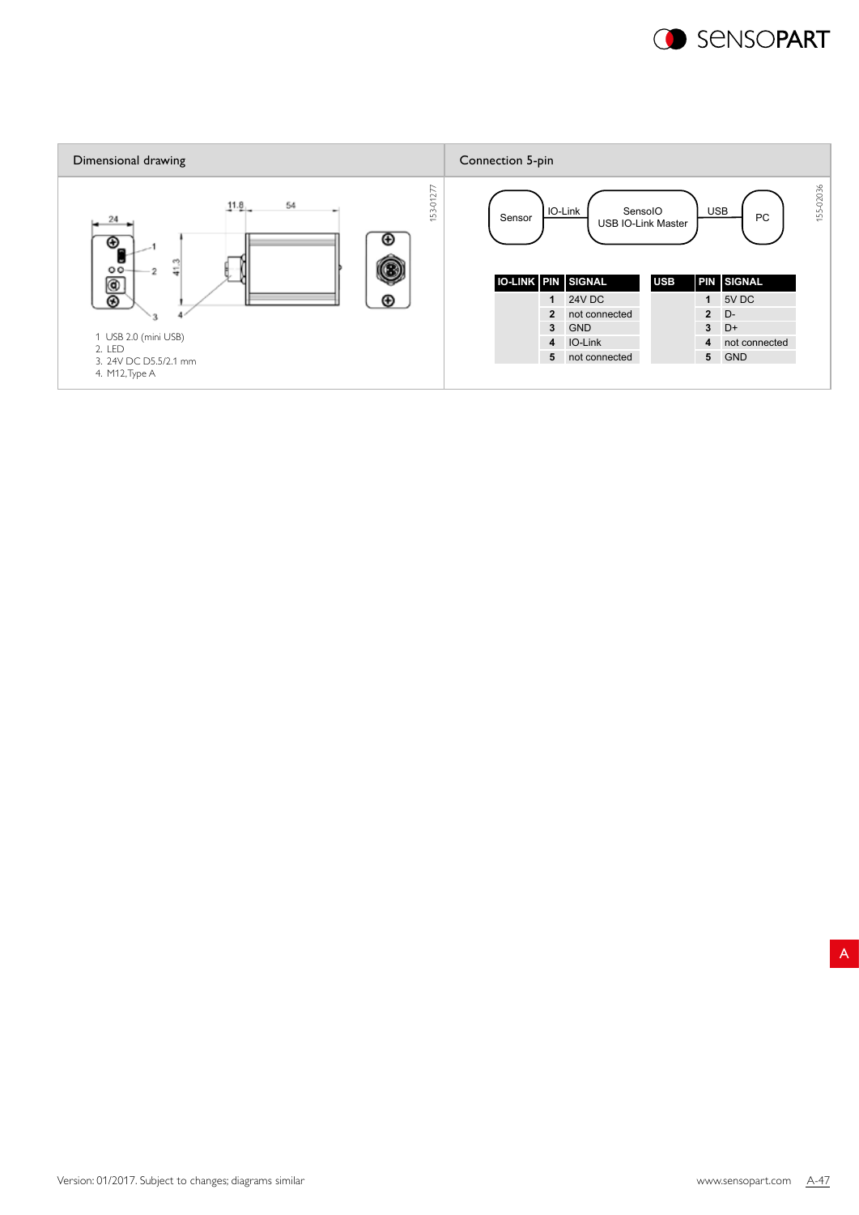## Dimensional drawing

24

11.8

54

41.3

1

2

3

4

153-01277

1. USB 2.0 (mini USB)
2. LED
3. 24V DC D5.5/2.1 mm
4. M12, Type A

## Connection 5-pin

Sensor — IO-Link — SensoIO USB IO-Link Master — USB — PC

155-02036

| IO-LINK | PIN | SIGNAL |
|---|---|---|
| | 1 | 24V DC |
| | 2 | not connected |
| | 3 | GND |
| | 4 | IO-Link |
| | 5 | not connected |

| USB | PIN | SIGNAL |
|---|---|---|
| | 1 | 5V DC |
| | 2 | D- |
| | 3 | D+ |
| | 4 | not connected |
| | 5 | GND |

Version: 01/2017. Subject to changes; diagrams similar

www.sensopart.com